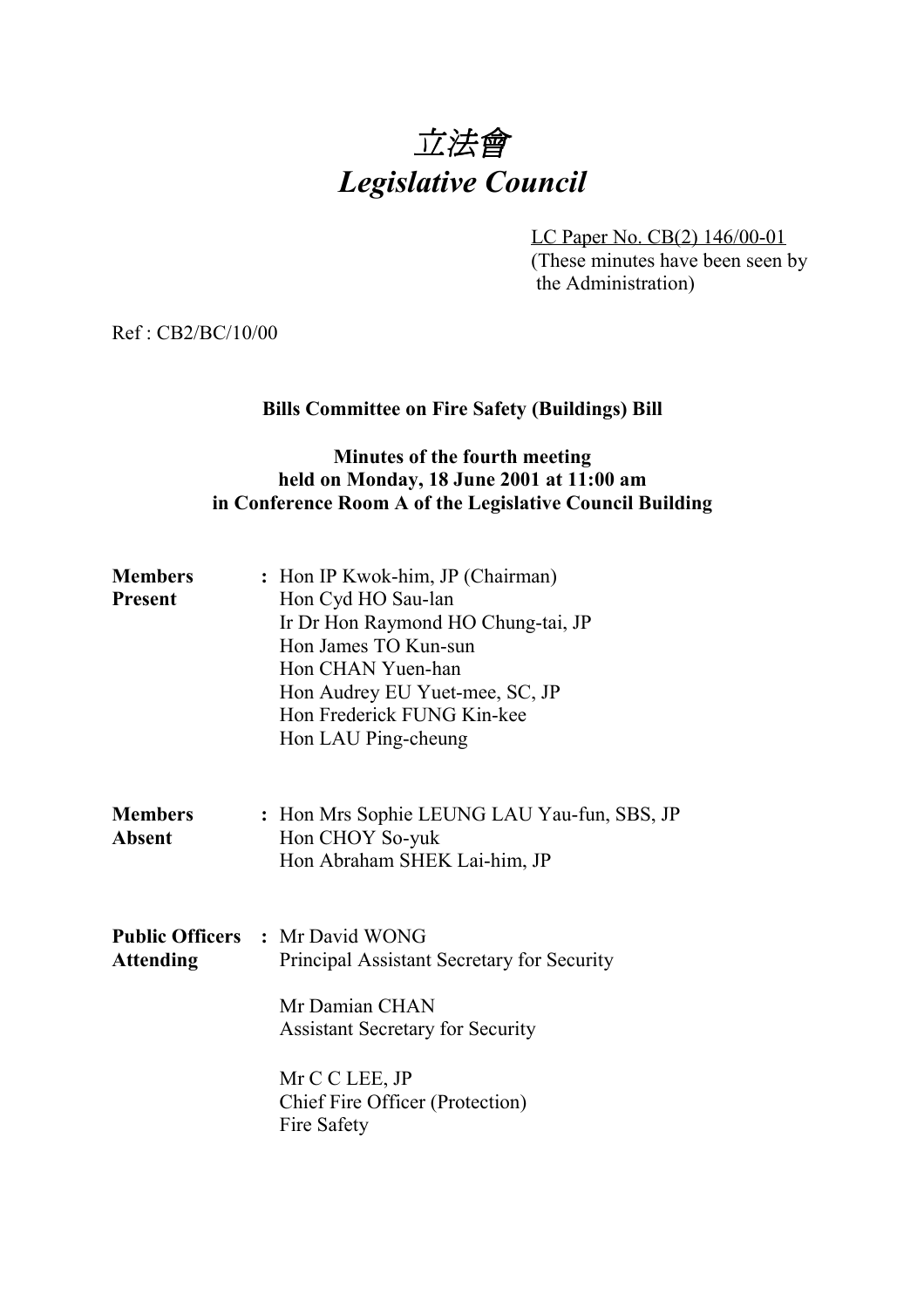# *立法會*
# *Legislative Council*

LC Paper No. CB(2) 146/00-01
(These minutes have been seen by the Administration)

Ref : CB2/BC/10/00

**Bills Committee on Fire Safety (Buildings) Bill**

**Minutes of the fourth meeting held on Monday, 18 June 2001 at 11:00 am in Conference Room A of the Legislative Council Building**

| | | |
|---|---|---|
| **Members Present** | : | Hon IP Kwok-him, JP (Chairman)<br>Hon Cyd HO Sau-lan<br>Ir Dr Hon Raymond HO Chung-tai, JP<br>Hon James TO Kun-sun<br>Hon CHAN Yuen-han<br>Hon Audrey EU Yuet-mee, SC, JP<br>Hon Frederick FUNG Kin-kee<br>Hon LAU Ping-cheung |
| **Members Absent** | : | Hon Mrs Sophie LEUNG LAU Yau-fun, SBS, JP<br>Hon CHOY So-yuk<br>Hon Abraham SHEK Lai-him, JP |
| **Public Officers Attending** | : | Mr David WONG<br>Principal Assistant Secretary for Security<br><br>Mr Damian CHAN<br>Assistant Secretary for Security<br><br>Mr C C LEE, JP<br>Chief Fire Officer (Protection)<br>Fire Safety |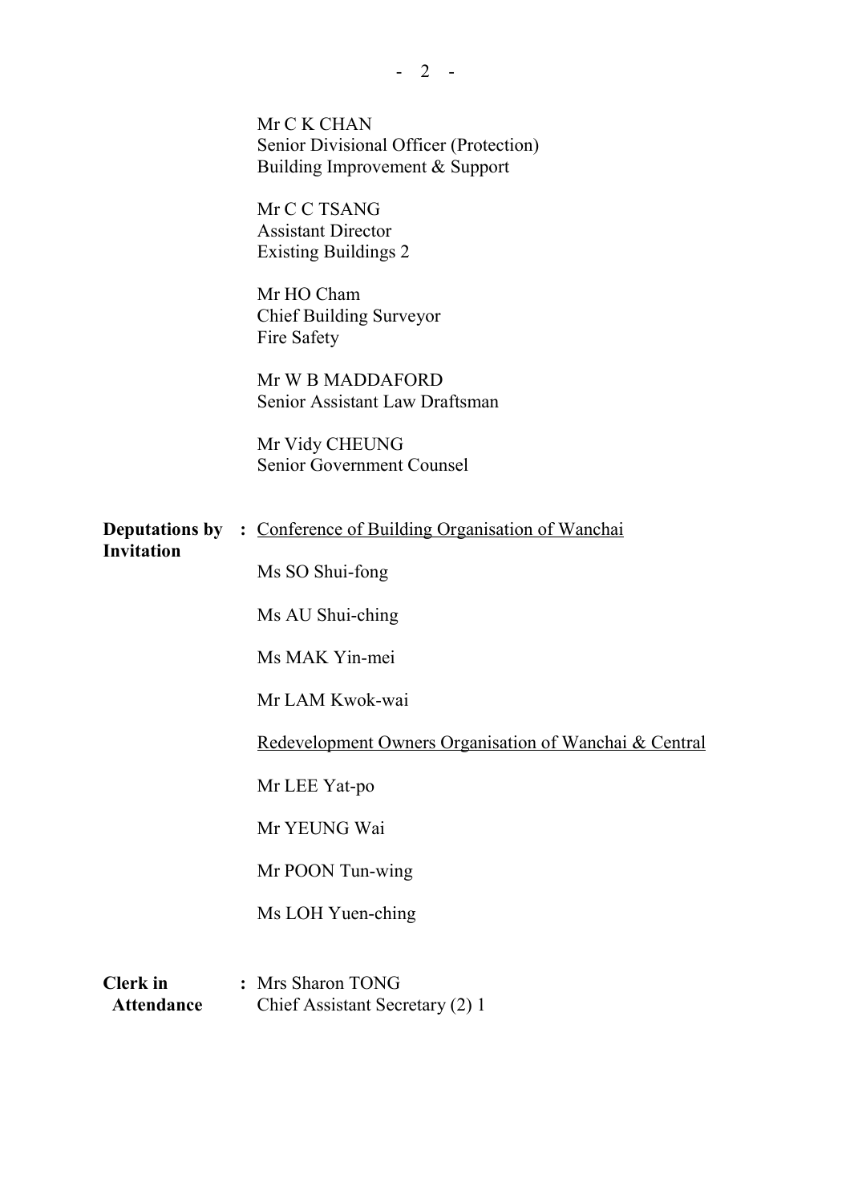Mr C K CHAN
Senior Divisional Officer (Protection)
Building Improvement & Support

Mr C C TSANG
Assistant Director
Existing Buildings 2

Mr HO Cham
Chief Building Surveyor
Fire Safety

Mr W B MADDAFORD
Senior Assistant Law Draftsman

Mr Vidy CHEUNG
Senior Government Counsel

**Deputations by Invitation** : <u>Conference of Building Organisation of Wanchai</u>

Ms SO Shui-fong

Ms AU Shui-ching

Ms MAK Yin-mei

Mr LAM Kwok-wai

<u>Redevelopment Owners Organisation of Wanchai & Central</u>

Mr LEE Yat-po

Mr YEUNG Wai

Mr POON Tun-wing

Ms LOH Yuen-ching

**Clerk in Attendance** : Mrs Sharon TONG
Chief Assistant Secretary (2) 1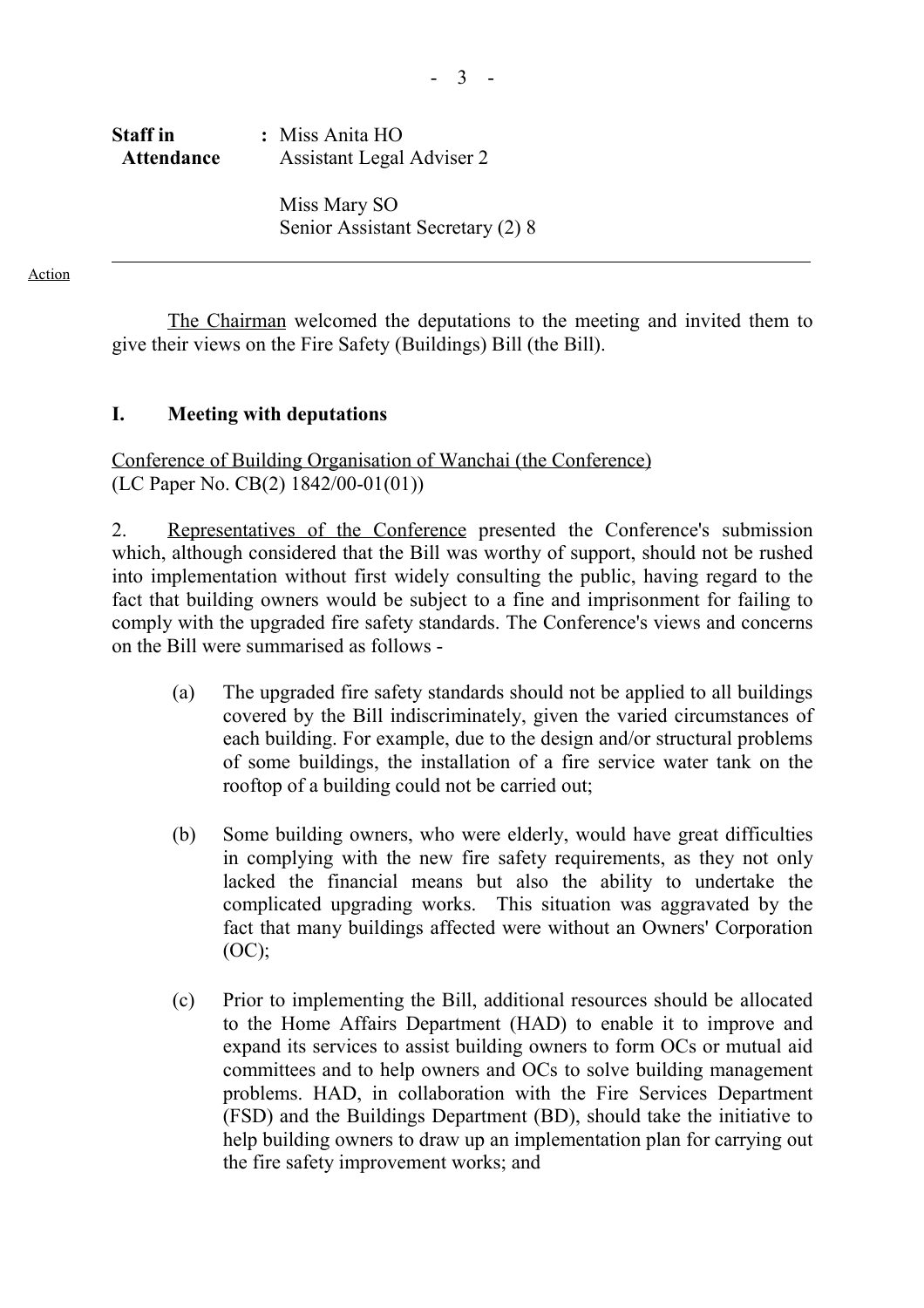**Staff in Attendance** : Miss Anita HO
Assistant Legal Adviser 2

Miss Mary SO
Senior Assistant Secretary (2) 8

---

Action

The Chairman welcomed the deputations to the meeting and invited them to give their views on the Fire Safety (Buildings) Bill (the Bill).

## I. Meeting with deputations

Conference of Building Organisation of Wanchai (the Conference)
(LC Paper No. CB(2) 1842/00-01(01))

2. Representatives of the Conference presented the Conference's submission which, although considered that the Bill was worthy of support, should not be rushed into implementation without first widely consulting the public, having regard to the fact that building owners would be subject to a fine and imprisonment for failing to comply with the upgraded fire safety standards. The Conference's views and concerns on the Bill were summarised as follows -

(a) The upgraded fire safety standards should not be applied to all buildings covered by the Bill indiscriminately, given the varied circumstances of each building. For example, due to the design and/or structural problems of some buildings, the installation of a fire service water tank on the rooftop of a building could not be carried out;

(b) Some building owners, who were elderly, would have great difficulties in complying with the new fire safety requirements, as they not only lacked the financial means but also the ability to undertake the complicated upgrading works. This situation was aggravated by the fact that many buildings affected were without an Owners' Corporation (OC);

(c) Prior to implementing the Bill, additional resources should be allocated to the Home Affairs Department (HAD) to enable it to improve and expand its services to assist building owners to form OCs or mutual aid committees and to help owners and OCs to solve building management problems. HAD, in collaboration with the Fire Services Department (FSD) and the Buildings Department (BD), should take the initiative to help building owners to draw up an implementation plan for carrying out the fire safety improvement works; and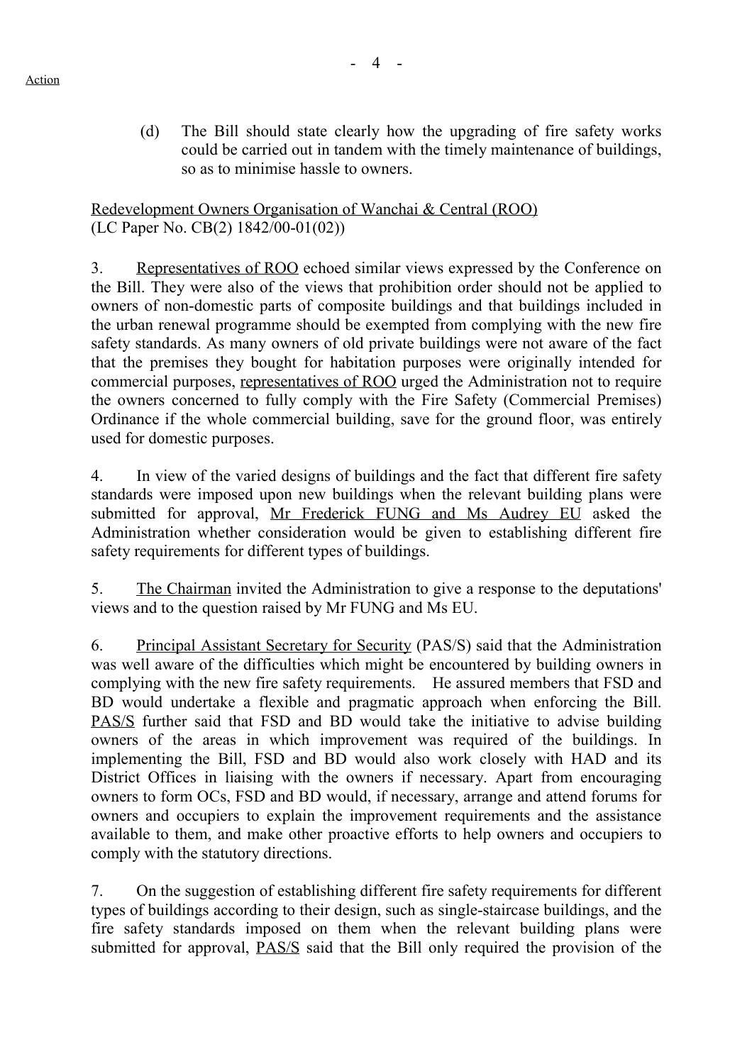Action

(d) The Bill should state clearly how the upgrading of fire safety works could be carried out in tandem with the timely maintenance of buildings, so as to minimise hassle to owners.

Redevelopment Owners Organisation of Wanchai & Central (ROO)
(LC Paper No. CB(2) 1842/00-01(02))

3. Representatives of ROO echoed similar views expressed by the Conference on the Bill. They were also of the views that prohibition order should not be applied to owners of non-domestic parts of composite buildings and that buildings included in the urban renewal programme should be exempted from complying with the new fire safety standards. As many owners of old private buildings were not aware of the fact that the premises they bought for habitation purposes were originally intended for commercial purposes, representatives of ROO urged the Administration not to require the owners concerned to fully comply with the Fire Safety (Commercial Premises) Ordinance if the whole commercial building, save for the ground floor, was entirely used for domestic purposes.

4. In view of the varied designs of buildings and the fact that different fire safety standards were imposed upon new buildings when the relevant building plans were submitted for approval, Mr Frederick FUNG and Ms Audrey EU asked the Administration whether consideration would be given to establishing different fire safety requirements for different types of buildings.

5. The Chairman invited the Administration to give a response to the deputations' views and to the question raised by Mr FUNG and Ms EU.

6. Principal Assistant Secretary for Security (PAS/S) said that the Administration was well aware of the difficulties which might be encountered by building owners in complying with the new fire safety requirements. He assured members that FSD and BD would undertake a flexible and pragmatic approach when enforcing the Bill. PAS/S further said that FSD and BD would take the initiative to advise building owners of the areas in which improvement was required of the buildings. In implementing the Bill, FSD and BD would also work closely with HAD and its District Offices in liaising with the owners if necessary. Apart from encouraging owners to form OCs, FSD and BD would, if necessary, arrange and attend forums for owners and occupiers to explain the improvement requirements and the assistance available to them, and make other proactive efforts to help owners and occupiers to comply with the statutory directions.

7. On the suggestion of establishing different fire safety requirements for different types of buildings according to their design, such as single-staircase buildings, and the fire safety standards imposed on them when the relevant building plans were submitted for approval, PAS/S said that the Bill only required the provision of the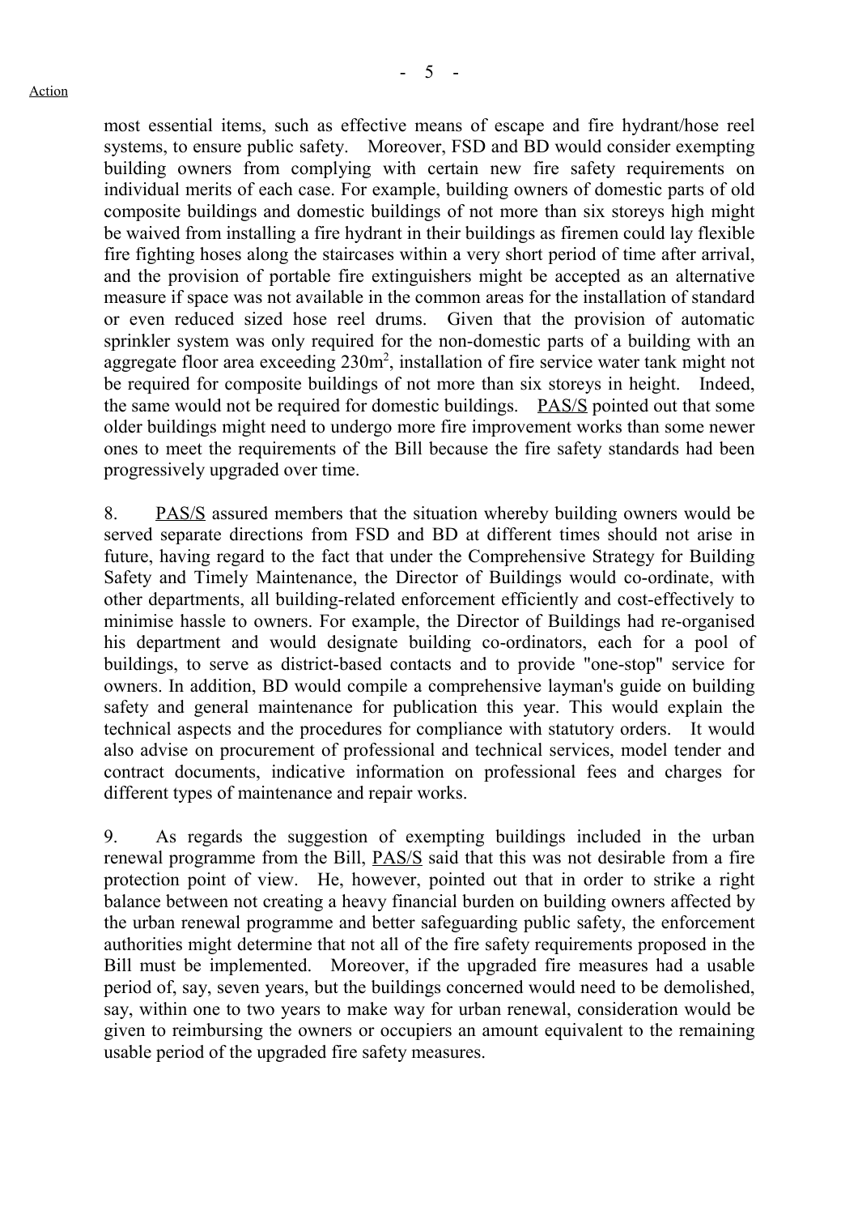most essential items, such as effective means of escape and fire hydrant/hose reel systems, to ensure public safety. Moreover, FSD and BD would consider exempting building owners from complying with certain new fire safety requirements on individual merits of each case. For example, building owners of domestic parts of old composite buildings and domestic buildings of not more than six storeys high might be waived from installing a fire hydrant in their buildings as firemen could lay flexible fire fighting hoses along the staircases within a very short period of time after arrival, and the provision of portable fire extinguishers might be accepted as an alternative measure if space was not available in the common areas for the installation of standard or even reduced sized hose reel drums. Given that the provision of automatic sprinkler system was only required for the non-domestic parts of a building with an aggregate floor area exceeding $230m^2$, installation of fire service water tank might not be required for composite buildings of not more than six storeys in height. Indeed, the same would not be required for domestic buildings. PAS/S pointed out that some older buildings might need to undergo more fire improvement works than some newer ones to meet the requirements of the Bill because the fire safety standards had been progressively upgraded over time.

8. PAS/S assured members that the situation whereby building owners would be served separate directions from FSD and BD at different times should not arise in future, having regard to the fact that under the Comprehensive Strategy for Building Safety and Timely Maintenance, the Director of Buildings would co-ordinate, with other departments, all building-related enforcement efficiently and cost-effectively to minimise hassle to owners. For example, the Director of Buildings had re-organised his department and would designate building co-ordinators, each for a pool of buildings, to serve as district-based contacts and to provide "one-stop" service for owners. In addition, BD would compile a comprehensive layman's guide on building safety and general maintenance for publication this year. This would explain the technical aspects and the procedures for compliance with statutory orders. It would also advise on procurement of professional and technical services, model tender and contract documents, indicative information on professional fees and charges for different types of maintenance and repair works.

9. As regards the suggestion of exempting buildings included in the urban renewal programme from the Bill, PAS/S said that this was not desirable from a fire protection point of view. He, however, pointed out that in order to strike a right balance between not creating a heavy financial burden on building owners affected by the urban renewal programme and better safeguarding public safety, the enforcement authorities might determine that not all of the fire safety requirements proposed in the Bill must be implemented. Moreover, if the upgraded fire measures had a usable period of, say, seven years, but the buildings concerned would need to be demolished, say, within one to two years to make way for urban renewal, consideration would be given to reimbursing the owners or occupiers an amount equivalent to the remaining usable period of the upgraded fire safety measures.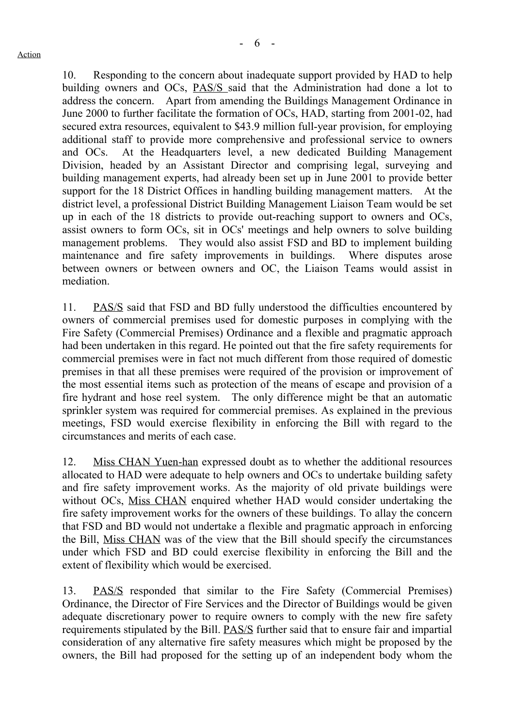Action

10. Responding to the concern about inadequate support provided by HAD to help building owners and OCs, PAS/S said that the Administration had done a lot to address the concern. Apart from amending the Buildings Management Ordinance in June 2000 to further facilitate the formation of OCs, HAD, starting from 2001-02, had secured extra resources, equivalent to $43.9 million full-year provision, for employing additional staff to provide more comprehensive and professional service to owners and OCs. At the Headquarters level, a new dedicated Building Management Division, headed by an Assistant Director and comprising legal, surveying and building management experts, had already been set up in June 2001 to provide better support for the 18 District Offices in handling building management matters. At the district level, a professional District Building Management Liaison Team would be set up in each of the 18 districts to provide out-reaching support to owners and OCs, assist owners to form OCs, sit in OCs' meetings and help owners to solve building management problems. They would also assist FSD and BD to implement building maintenance and fire safety improvements in buildings. Where disputes arose between owners or between owners and OC, the Liaison Teams would assist in mediation.

11. PAS/S said that FSD and BD fully understood the difficulties encountered by owners of commercial premises used for domestic purposes in complying with the Fire Safety (Commercial Premises) Ordinance and a flexible and pragmatic approach had been undertaken in this regard. He pointed out that the fire safety requirements for commercial premises were in fact not much different from those required of domestic premises in that all these premises were required of the provision or improvement of the most essential items such as protection of the means of escape and provision of a fire hydrant and hose reel system. The only difference might be that an automatic sprinkler system was required for commercial premises. As explained in the previous meetings, FSD would exercise flexibility in enforcing the Bill with regard to the circumstances and merits of each case.

12. Miss CHAN Yuen-han expressed doubt as to whether the additional resources allocated to HAD were adequate to help owners and OCs to undertake building safety and fire safety improvement works. As the majority of old private buildings were without OCs, Miss CHAN enquired whether HAD would consider undertaking the fire safety improvement works for the owners of these buildings. To allay the concern that FSD and BD would not undertake a flexible and pragmatic approach in enforcing the Bill, Miss CHAN was of the view that the Bill should specify the circumstances under which FSD and BD could exercise flexibility in enforcing the Bill and the extent of flexibility which would be exercised.

13. PAS/S responded that similar to the Fire Safety (Commercial Premises) Ordinance, the Director of Fire Services and the Director of Buildings would be given adequate discretionary power to require owners to comply with the new fire safety requirements stipulated by the Bill. PAS/S further said that to ensure fair and impartial consideration of any alternative fire safety measures which might be proposed by the owners, the Bill had proposed for the setting up of an independent body whom the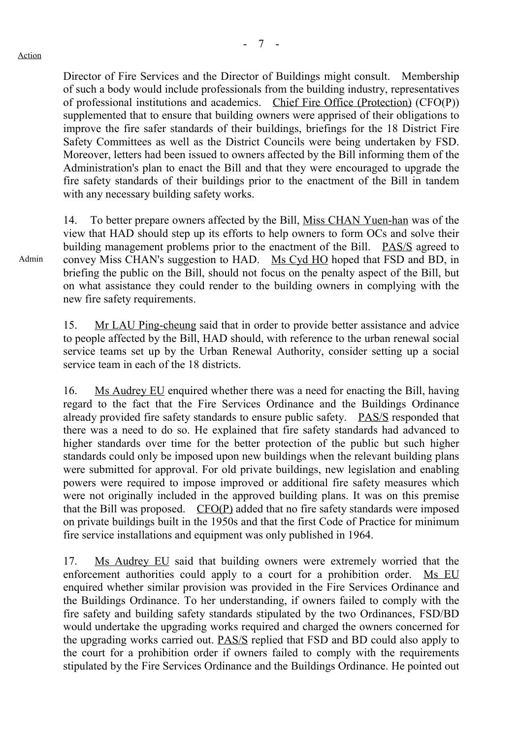Director of Fire Services and the Director of Buildings might consult. Membership of such a body would include professionals from the building industry, representatives of professional institutions and academics. Chief Fire Office (Protection) (CFO(P)) supplemented that to ensure that building owners were apprised of their obligations to improve the fire safer standards of their buildings, briefings for the 18 District Fire Safety Committees as well as the District Councils were being undertaken by FSD. Moreover, letters had been issued to owners affected by the Bill informing them of the Administration's plan to enact the Bill and that they were encouraged to upgrade the fire safety standards of their buildings prior to the enactment of the Bill in tandem with any necessary building safety works.

14. To better prepare owners affected by the Bill, Miss CHAN Yuen-han was of the view that HAD should step up its efforts to help owners to form OCs and solve their building management problems prior to the enactment of the Bill. PAS/S agreed to convey Miss CHAN's suggestion to HAD. Ms Cyd HO hoped that FSD and BD, in briefing the public on the Bill, should not focus on the penalty aspect of the Bill, but on what assistance they could render to the building owners in complying with the new fire safety requirements.

Admin

15. Mr LAU Ping-cheung said that in order to provide better assistance and advice to people affected by the Bill, HAD should, with reference to the urban renewal social service teams set up by the Urban Renewal Authority, consider setting up a social service team in each of the 18 districts.

16. Ms Audrey EU enquired whether there was a need for enacting the Bill, having regard to the fact that the Fire Services Ordinance and the Buildings Ordinance already provided fire safety standards to ensure public safety. PAS/S responded that there was a need to do so. He explained that fire safety standards had advanced to higher standards over time for the better protection of the public but such higher standards could only be imposed upon new buildings when the relevant building plans were submitted for approval. For old private buildings, new legislation and enabling powers were required to impose improved or additional fire safety measures which were not originally included in the approved building plans. It was on this premise that the Bill was proposed. CFO(P) added that no fire safety standards were imposed on private buildings built in the 1950s and that the first Code of Practice for minimum fire service installations and equipment was only published in 1964.

17. Ms Audrey EU said that building owners were extremely worried that the enforcement authorities could apply to a court for a prohibition order. Ms EU enquired whether similar provision was provided in the Fire Services Ordinance and the Buildings Ordinance. To her understanding, if owners failed to comply with the fire safety and building safety standards stipulated by the two Ordinances, FSD/BD would undertake the upgrading works required and charged the owners concerned for the upgrading works carried out. PAS/S replied that FSD and BD could also apply to the court for a prohibition order if owners failed to comply with the requirements stipulated by the Fire Services Ordinance and the Buildings Ordinance. He pointed out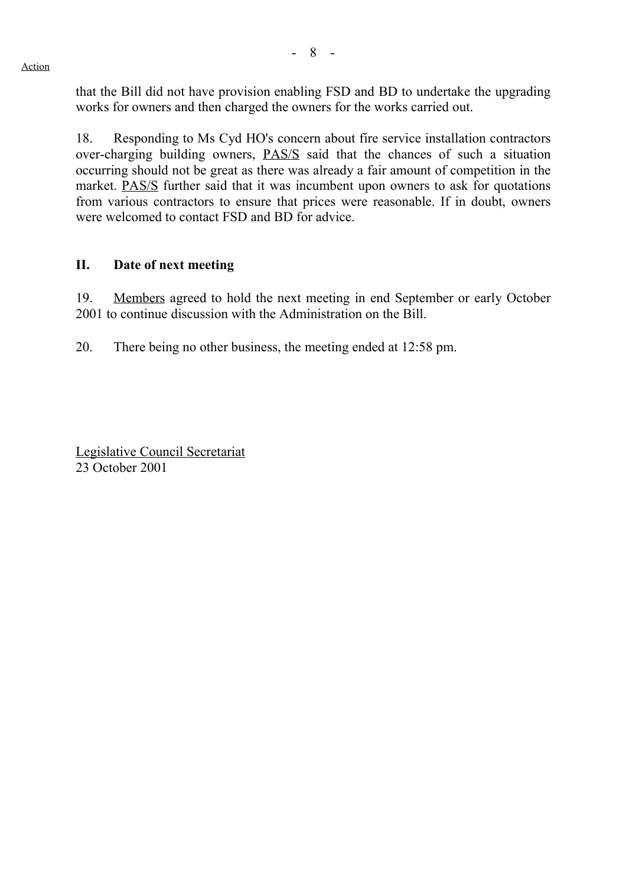Action

that the Bill did not have provision enabling FSD and BD to undertake the upgrading works for owners and then charged the owners for the works carried out.

18. Responding to Ms Cyd HO's concern about fire service installation contractors over-charging building owners, PAS/S said that the chances of such a situation occurring should not be great as there was already a fair amount of competition in the market. PAS/S further said that it was incumbent upon owners to ask for quotations from various contractors to ensure that prices were reasonable. If in doubt, owners were welcomed to contact FSD and BD for advice.

## II. Date of next meeting

19. Members agreed to hold the next meeting in end September or early October 2001 to continue discussion with the Administration on the Bill.

20. There being no other business, the meeting ended at 12:58 pm.

Legislative Council Secretariat
23 October 2001